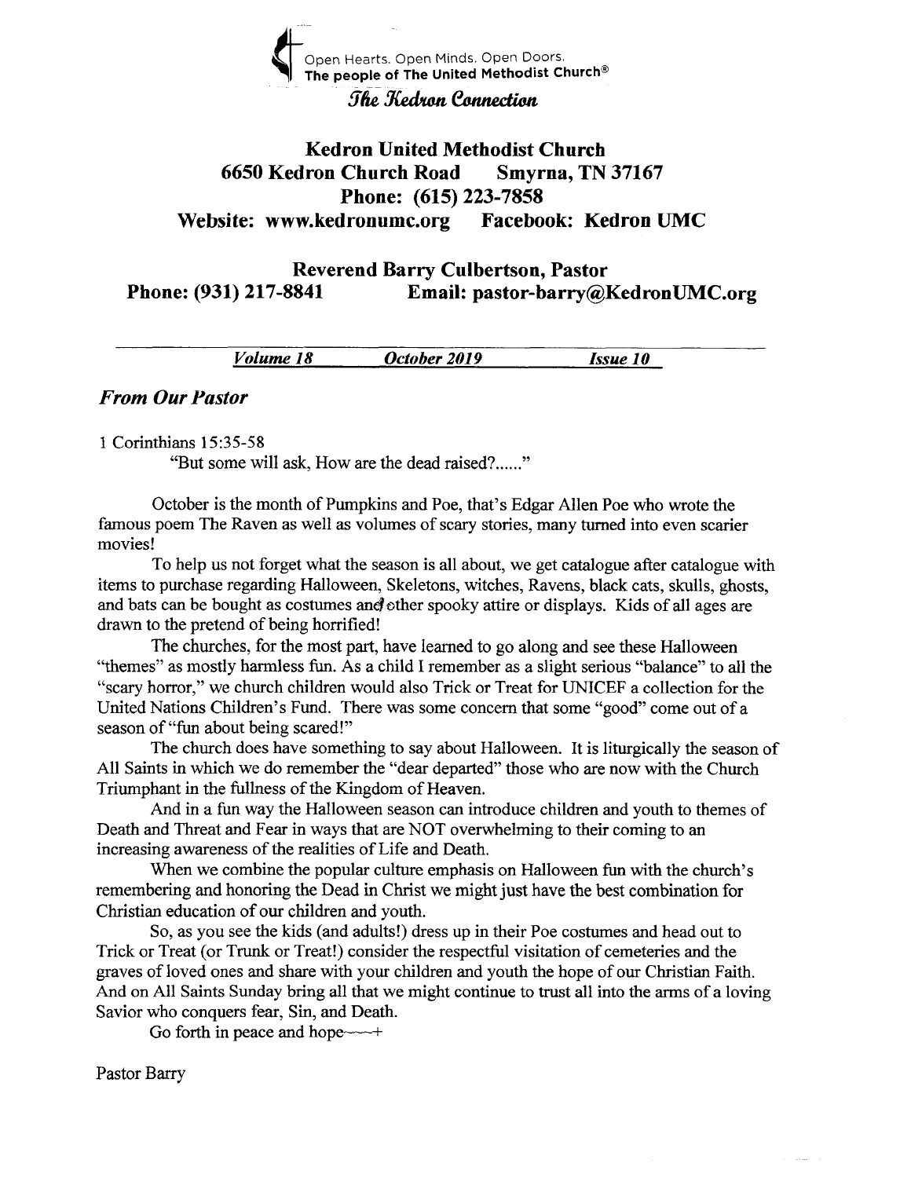Open Hearts. Open Minds. Open Doors.
**The people of The United Methodist Church®**

*The Kedron Connection*

# Kedron United Methodist Church

**6650 Kedron Church Road Smyrna, TN 37167**
**Phone: (615) 223-7858**
**Website: www.kedronumc.org Facebook: Kedron UMC**

**Reverend Barry Culbertson, Pastor**
**Phone: (931) 217-8841 Email: pastor-barry@KedronUMC.org**

***Volume 18*** ***October 2019*** ***Issue 10***

## *From Our Pastor*

1 Corinthians 15:35-58

"But some will ask, How are the dead raised?......"

October is the month of Pumpkins and Poe, that's Edgar Allen Poe who wrote the famous poem The Raven as well as volumes of scary stories, many turned into even scarier movies!

To help us not forget what the season is all about, we get catalogue after catalogue with items to purchase regarding Halloween, Skeletons, witches, Ravens, black cats, skulls, ghosts, and bats can be bought as costumes and other spooky attire or displays. Kids of all ages are drawn to the pretend of being horrified!

The churches, for the most part, have learned to go along and see these Halloween "themes" as mostly harmless fun. As a child I remember as a slight serious "balance" to all the "scary horror," we church children would also Trick or Treat for UNICEF a collection for the United Nations Children's Fund. There was some concern that some "good" come out of a season of "fun about being scared!"

The church does have something to say about Halloween. It is liturgically the season of All Saints in which we do remember the "dear departed" those who are now with the Church Triumphant in the fullness of the Kingdom of Heaven.

And in a fun way the Halloween season can introduce children and youth to themes of Death and Threat and Fear in ways that are NOT overwhelming to their coming to an increasing awareness of the realities of Life and Death.

When we combine the popular culture emphasis on Halloween fun with the church's remembering and honoring the Dead in Christ we might just have the best combination for Christian education of our children and youth.

So, as you see the kids (and adults!) dress up in their Poe costumes and head out to Trick or Treat (or Trunk or Treat!) consider the respectful visitation of cemeteries and the graves of loved ones and share with your children and youth the hope of our Christian Faith. And on All Saints Sunday bring all that we might continue to trust all into the arms of a loving Savior who conquers fear, Sin, and Death.

Go forth in peace and hope~~~+

Pastor Barry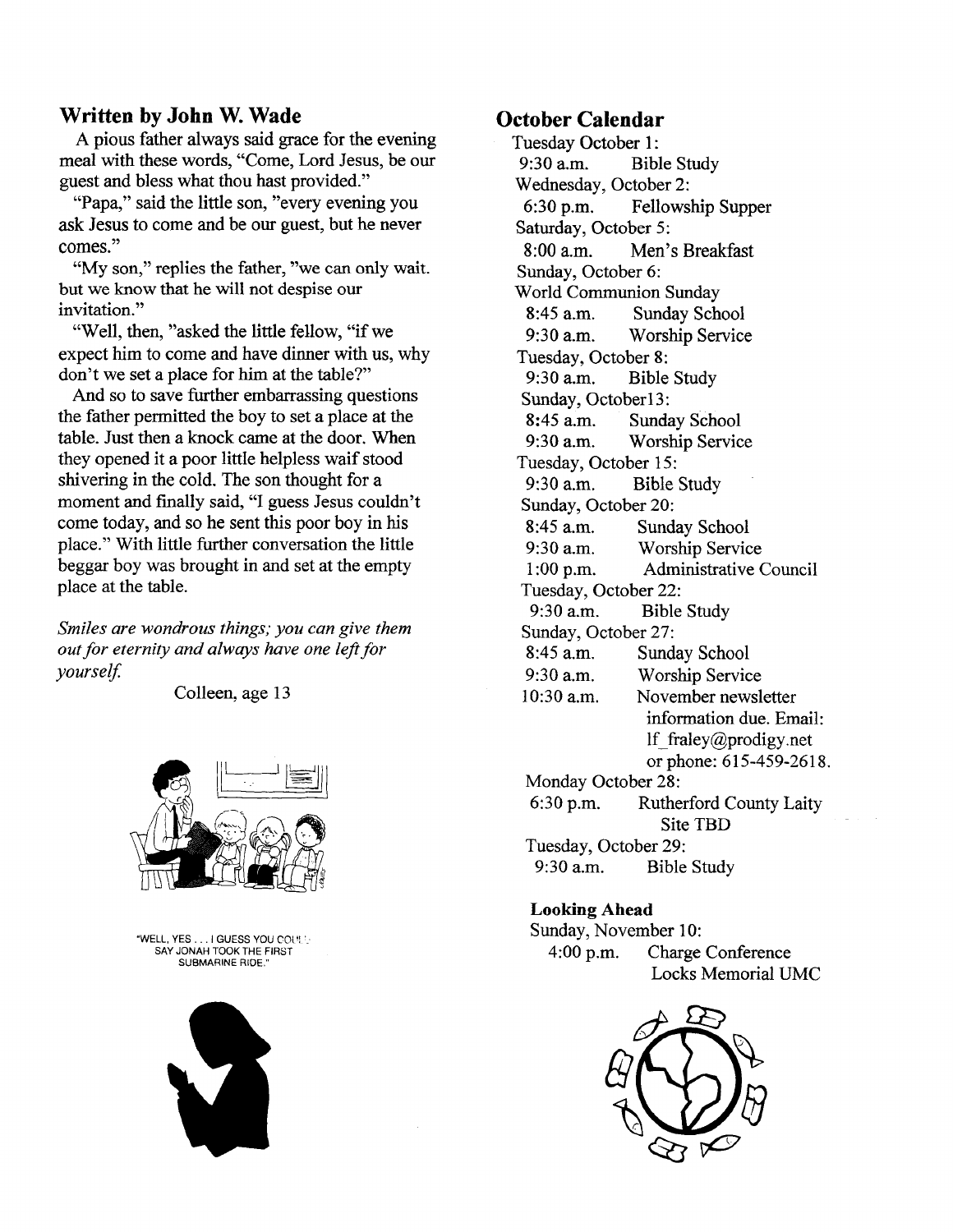## Written by John W. Wade

A pious father always said grace for the evening meal with these words, "Come, Lord Jesus, be our guest and bless what thou hast provided."

"Papa," said the little son, "every evening you ask Jesus to come and be our guest, but he never comes."

"My son," replies the father, "we can only wait. but we know that he will not despise our invitation."

"Well, then, "asked the little fellow, "if we expect him to come and have dinner with us, why don't we set a place for him at the table?"

And so to save further embarrassing questions the father permitted the boy to set a place at the table. Just then a knock came at the door. When they opened it a poor little helpless waif stood shivering in the cold. The son thought for a moment and finally said, "I guess Jesus couldn't come today, and so he sent this poor boy in his place." With little further conversation the little beggar boy was brought in and set at the empty place at the table.

*Smiles are wondrous things; you can give them out for eternity and always have one left for yourself.*

Colleen, age 13

"WELL, YES . . . I GUESS YOU COULD SAY JONAH TOOK THE FIRST SUBMARINE RIDE."

## October Calendar

Tuesday October 1:
9:30 a.m. Bible Study

Wednesday, October 2:
6:30 p.m. Fellowship Supper

Saturday, October 5:
8:00 a.m. Men's Breakfast

Sunday, October 6:
World Communion Sunday
8:45 a.m. Sunday School
9:30 a.m. Worship Service

Tuesday, October 8:
9:30 a.m. Bible Study

Sunday, October13:
8:45 a.m. Sunday School
9:30 a.m. Worship Service

Tuesday, October 15:
9:30 a.m. Bible Study

Sunday, October 20:
8:45 a.m. Sunday School
9:30 a.m. Worship Service
1:00 p.m. Administrative Council

Tuesday, October 22:
9:30 a.m. Bible Study

Sunday, October 27:
8:45 a.m. Sunday School
9:30 a.m. Worship Service
10:30 a.m. November newsletter information due. Email: lf_fraley@prodigy.net or phone: 615-459-2618.

Monday October 28:
6:30 p.m. Rutherford County Laity Site TBD

Tuesday, October 29:
9:30 a.m. Bible Study

**Looking Ahead**

Sunday, November 10:
4:00 p.m. Charge Conference Locks Memorial UMC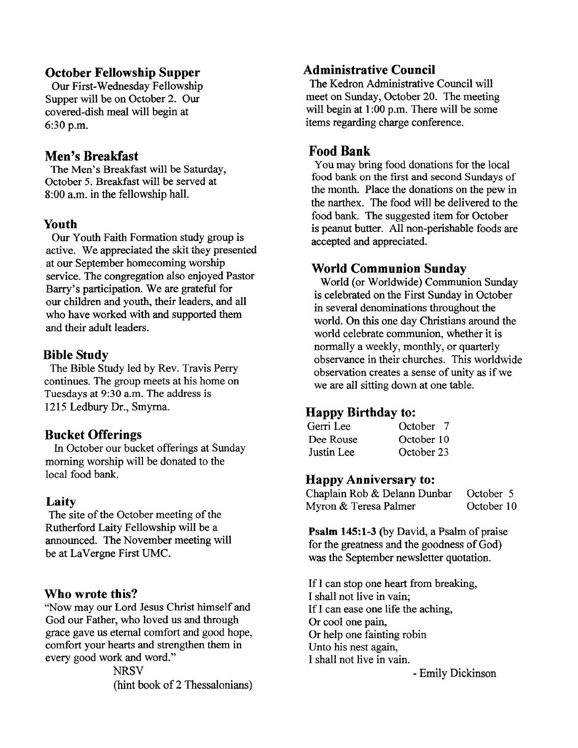## October Fellowship Supper

Our First-Wednesday Fellowship Supper will be on October 2. Our covered-dish meal will begin at 6:30 p.m.

## Men's Breakfast

The Men's Breakfast will be Saturday, October 5. Breakfast will be served at 8:00 a.m. in the fellowship hall.

## Youth

Our Youth Faith Formation study group is active. We appreciated the skit they presented at our September homecoming worship service. The congregation also enjoyed Pastor Barry's participation. We are grateful for our children and youth, their leaders, and all who have worked with and supported them and their adult leaders.

## Bible Study

The Bible Study led by Rev. Travis Perry continues. The group meets at his home on Tuesdays at 9:30 a.m. The address is 1215 Ledbury Dr., Smyrna.

## Bucket Offerings

In October our bucket offerings at Sunday morning worship will be donated to the local food bank.

## Laity

The site of the October meeting of the Rutherford Laity Fellowship will be a announced. The November meeting will be at LaVergne First UMC.

## Who wrote this?

"Now may our Lord Jesus Christ himself and God our Father, who loved us and through grace gave us eternal comfort and good hope, comfort your hearts and strengthen them in every good work and word."

NRSV
(hint book of 2 Thessalonians)

## Administrative Council

The Kedron Administrative Council will meet on Sunday, October 20. The meeting will begin at 1:00 p.m. There will be some items regarding charge conference.

## Food Bank

You may bring food donations for the local food bank on the first and second Sundays of the month. Place the donations on the pew in the narthex. The food will be delivered to the food bank. The suggested item for October is peanut butter. All non-perishable foods are accepted and appreciated.

## World Communion Sunday

World (or Worldwide) Communion Sunday is celebrated on the First Sunday in October in several denominations throughout the world. On this one day Christians around the world celebrate communion, whether it is normally a weekly, monthly, or quarterly observance in their churches. This worldwide observation creates a sense of unity as if we we are all sitting down at one table.

## Happy Birthday to:

| | |
|---|---|
| Gerri Lee | October 7 |
| Dee Rouse | October 10 |
| Justin Lee | October 23 |

## Happy Anniversary to:

| | |
|---|---|
| Chaplain Rob & Delann Dunbar | October 5 |
| Myron & Teresa Palmer | October 10 |

**Psalm 145:1-3** (by David, a Psalm of praise for the greatness and the goodness of God) was the September newsletter quotation.

If I can stop one heart from breaking,
I shall not live in vain;
If I can ease one life the aching,
Or cool one pain,
Or help one fainting robin
Unto his nest again,
I shall not live in vain.

- Emily Dickinson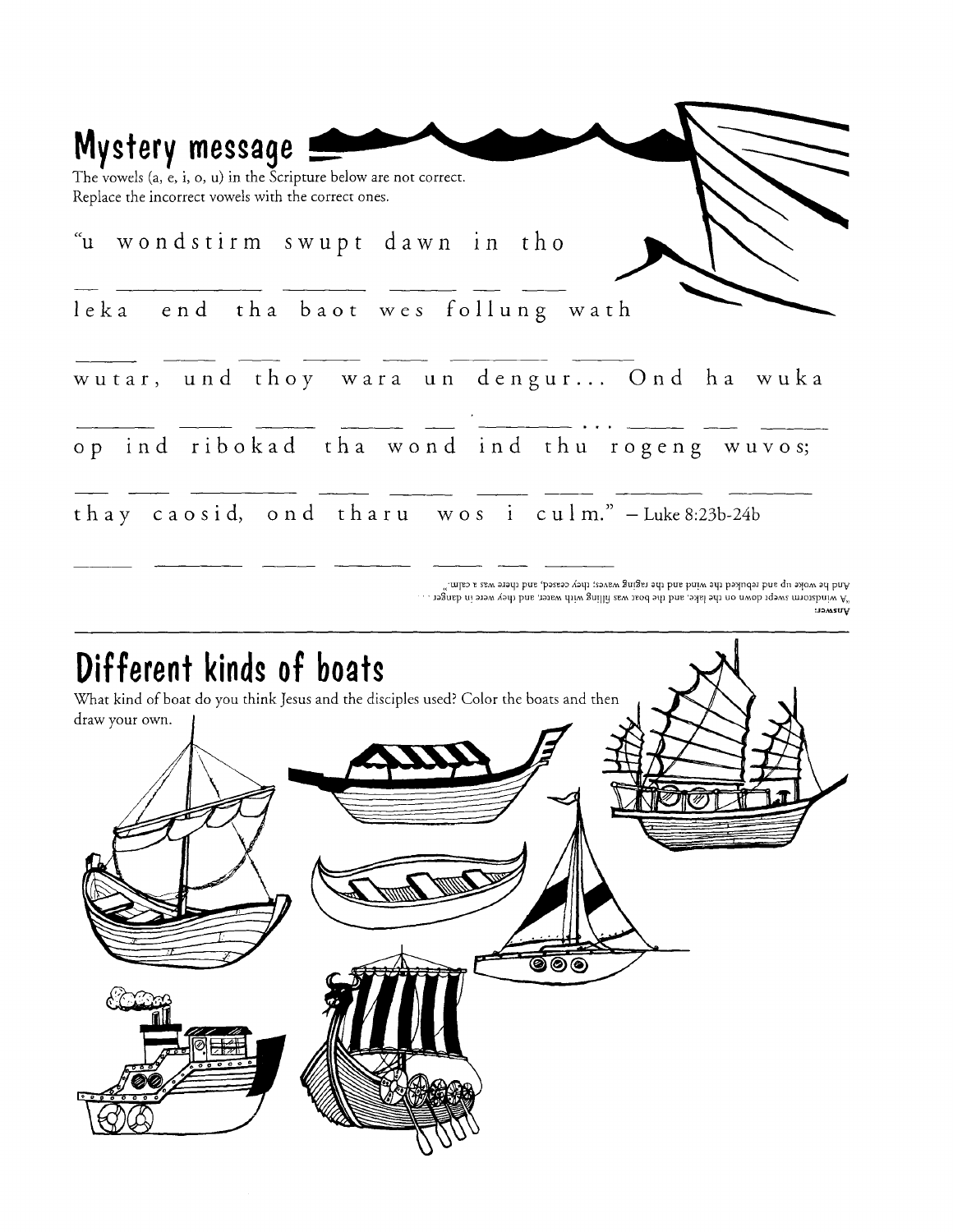## Mystery message

The vowels (a, e, i, o, u) in the Scripture below are not correct.
Replace the incorrect vowels with the correct ones.

"u wondstirm swupt dawn in tho

___ ___________ ______ _____ ___ ___

leka end tha baot wes follung wath

_____ _____ ____ _____ _____ _______ _____

wutar, und thoy wara un dengur... Ond ha wuka

______ _____ _____ _____ ____ _______... _____ ___ _____

op ind ribokad tha wond ind thu rogeng wuvos;

___ ____ ________ _____ _____ _____ _____ _______ ______

thay caosid, ond tharu wos i culm." – Luke 8:23b-24b

_____ _______ _____ _______ _____ ___ _____

**Answer:**
"A windstorm swept down on the lake, and the boat was filling with water, and they were in danger... And he woke up and rebuked the wind and the raging waves; they ceased, and there was a calm."

## Different kinds of boats

What kind of boat do you think Jesus and the disciples used? Color the boats and then draw your own.